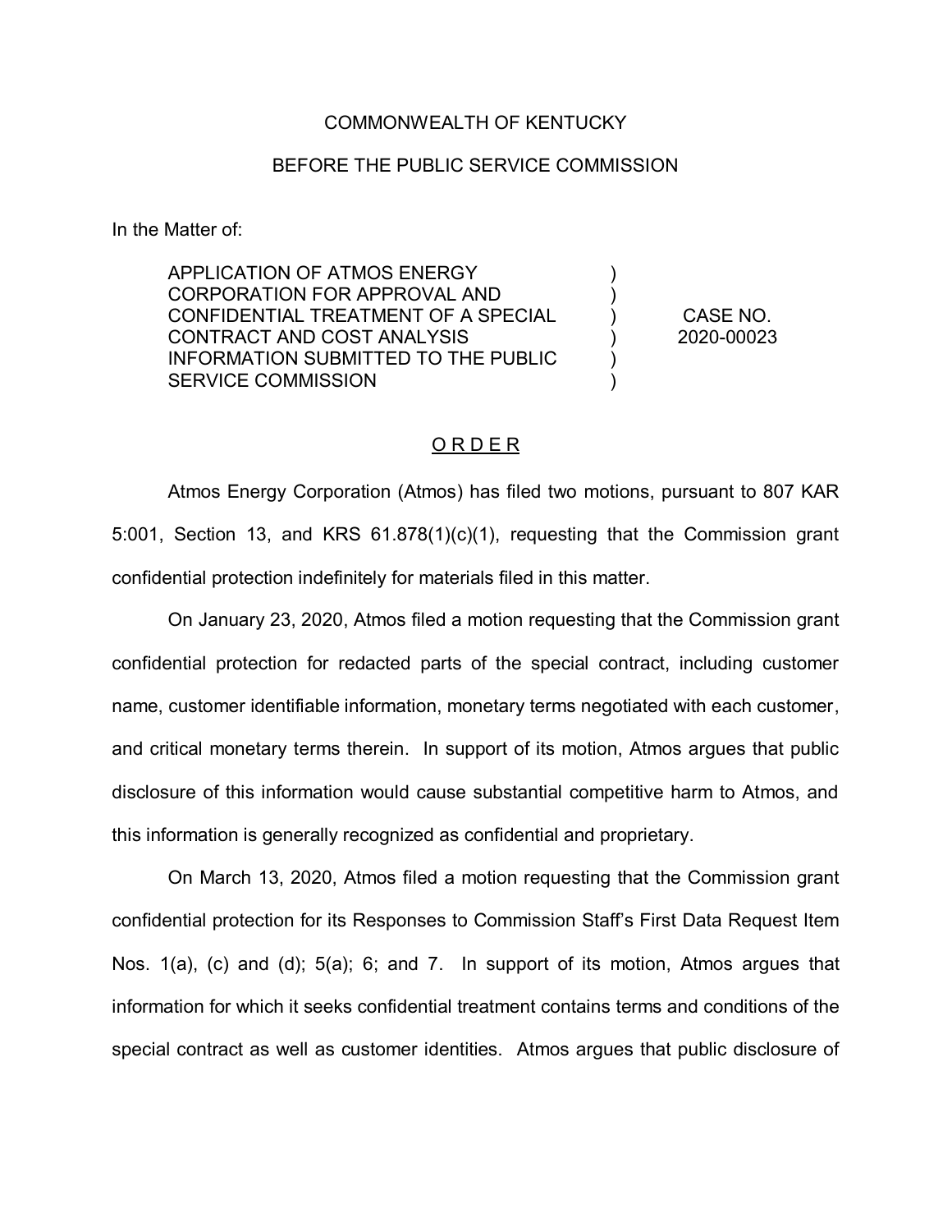COMMONWEALTH OF KENTUCKY

BEFORE THE PUBLIC SERVICE COMMISSION

In the Matter of:

| | | |
|---|---|---|
| APPLICATION OF ATMOS ENERGY CORPORATION FOR APPROVAL AND CONFIDENTIAL TREATMENT OF A SPECIAL CONTRACT AND COST ANALYSIS INFORMATION SUBMITTED TO THE PUBLIC SERVICE COMMISSION | ) ) ) ) ) ) | CASE NO. 2020-00023 |

## O R D E R

Atmos Energy Corporation (Atmos) has filed two motions, pursuant to 807 KAR 5:001, Section 13, and KRS 61.878(1)(c)(1), requesting that the Commission grant confidential protection indefinitely for materials filed in this matter.

On January 23, 2020, Atmos filed a motion requesting that the Commission grant confidential protection for redacted parts of the special contract, including customer name, customer identifiable information, monetary terms negotiated with each customer, and critical monetary terms therein. In support of its motion, Atmos argues that public disclosure of this information would cause substantial competitive harm to Atmos, and this information is generally recognized as confidential and proprietary.

On March 13, 2020, Atmos filed a motion requesting that the Commission grant confidential protection for its Responses to Commission Staff's First Data Request Item Nos. 1(a), (c) and (d); 5(a); 6; and 7. In support of its motion, Atmos argues that information for which it seeks confidential treatment contains terms and conditions of the special contract as well as customer identities. Atmos argues that public disclosure of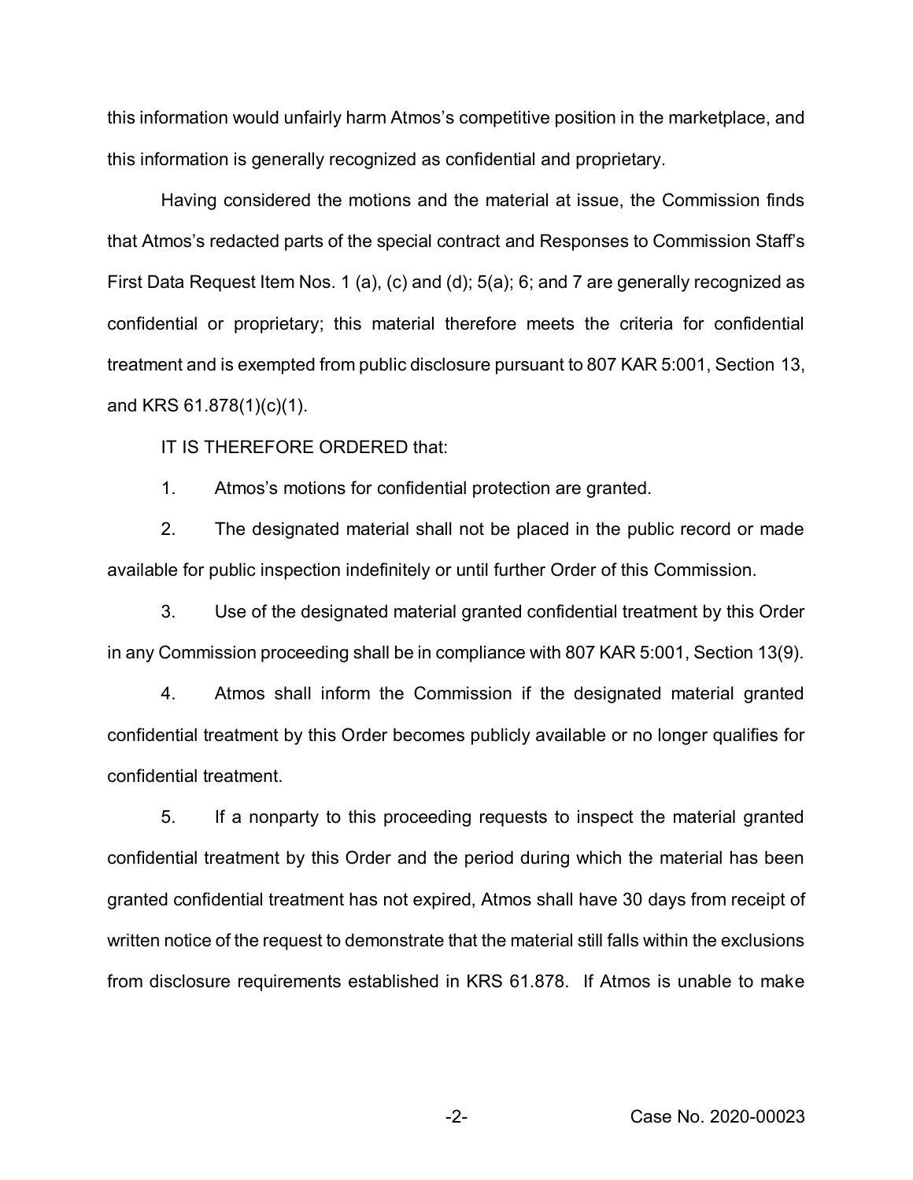this information would unfairly harm Atmos's competitive position in the marketplace, and this information is generally recognized as confidential and proprietary.

Having considered the motions and the material at issue, the Commission finds that Atmos's redacted parts of the special contract and Responses to Commission Staff's First Data Request Item Nos. 1 (a), (c) and (d); 5(a); 6; and 7 are generally recognized as confidential or proprietary; this material therefore meets the criteria for confidential treatment and is exempted from public disclosure pursuant to 807 KAR 5:001, Section 13, and KRS 61.878(1)(c)(1).

IT IS THEREFORE ORDERED that:

1. Atmos's motions for confidential protection are granted.

2. The designated material shall not be placed in the public record or made available for public inspection indefinitely or until further Order of this Commission.

3. Use of the designated material granted confidential treatment by this Order in any Commission proceeding shall be in compliance with 807 KAR 5:001, Section 13(9).

4. Atmos shall inform the Commission if the designated material granted confidential treatment by this Order becomes publicly available or no longer qualifies for confidential treatment.

5. If a nonparty to this proceeding requests to inspect the material granted confidential treatment by this Order and the period during which the material has been granted confidential treatment has not expired, Atmos shall have 30 days from receipt of written notice of the request to demonstrate that the material still falls within the exclusions from disclosure requirements established in KRS 61.878. If Atmos is unable to make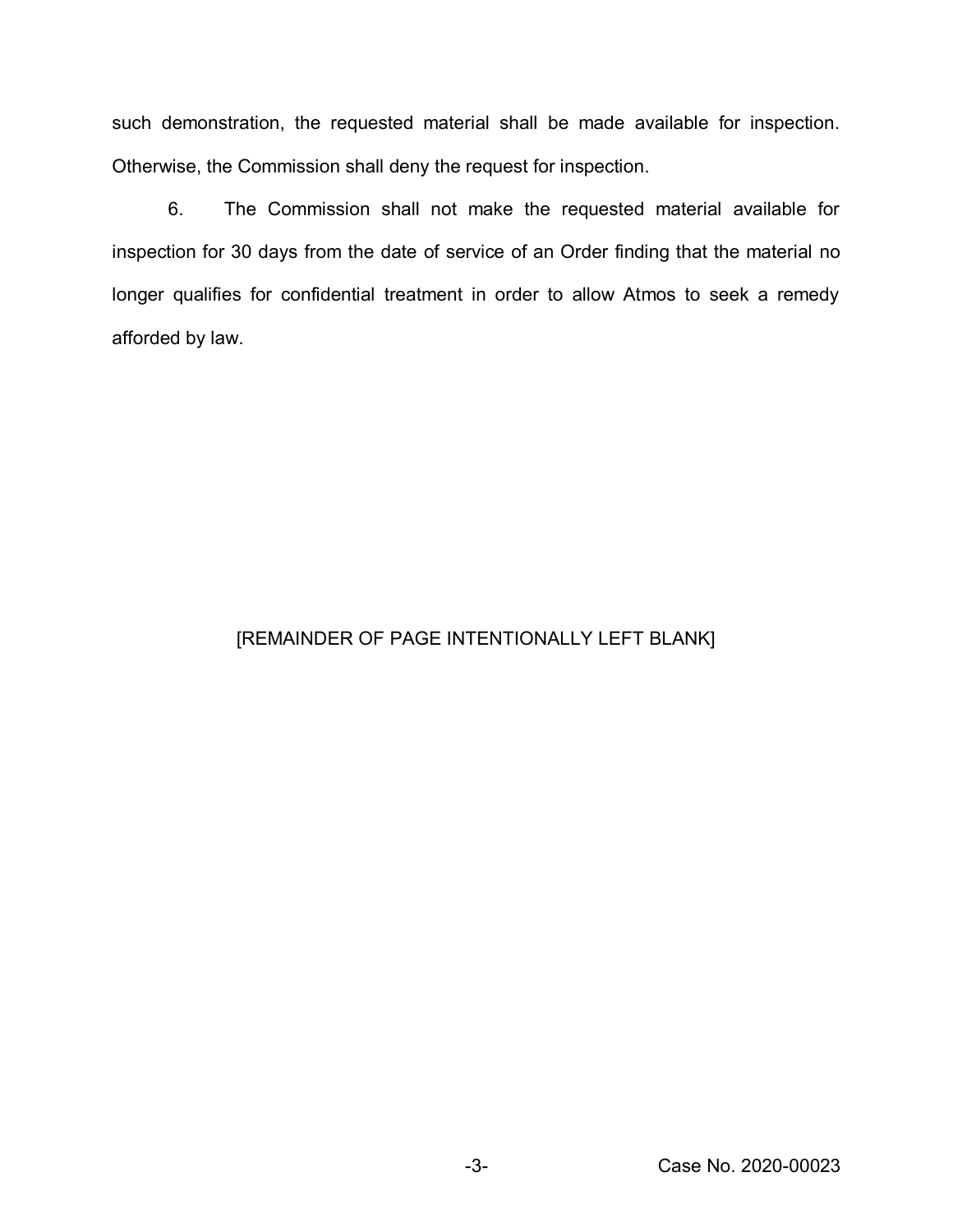such demonstration, the requested material shall be made available for inspection. Otherwise, the Commission shall deny the request for inspection.

6. The Commission shall not make the requested material available for inspection for 30 days from the date of service of an Order finding that the material no longer qualifies for confidential treatment in order to allow Atmos to seek a remedy afforded by law.

[REMAINDER OF PAGE INTENTIONALLY LEFT BLANK]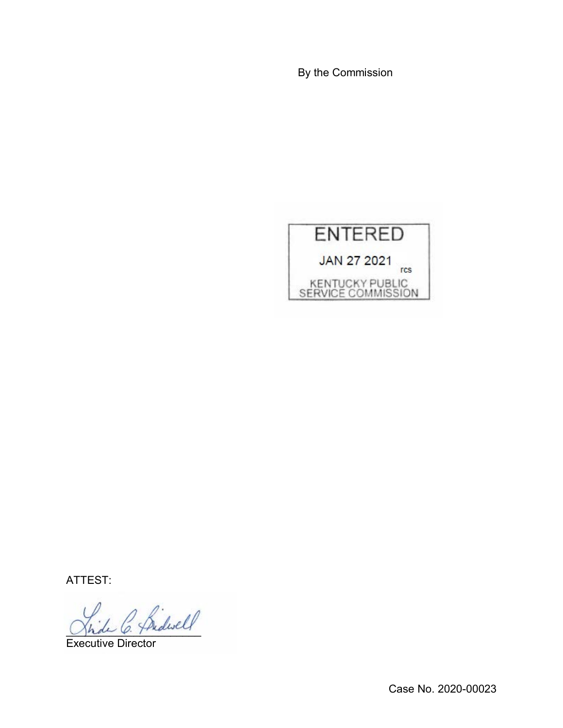By the Commission

ENTERED

JAN 27 2021

rcs

KENTUCKY PUBLIC SERVICE COMMISSION

ATTEST:

Executive Director

Case No. 2020-00023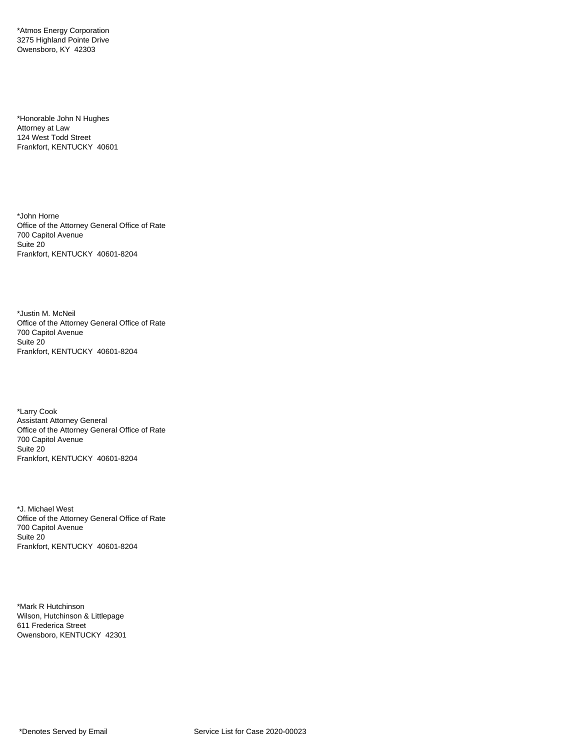*Atmos Energy Corporation
3275 Highland Pointe Drive
Owensboro, KY  42303

*Honorable John N Hughes
Attorney at Law
124 West Todd Street
Frankfort, KENTUCKY  40601

*John Horne
Office of the Attorney General Office of Rate
700 Capitol Avenue
Suite 20
Frankfort, KENTUCKY  40601-8204

*Justin M. McNeil
Office of the Attorney General Office of Rate
700 Capitol Avenue
Suite 20
Frankfort, KENTUCKY  40601-8204

*Larry Cook
Assistant Attorney General
Office of the Attorney General Office of Rate
700 Capitol Avenue
Suite 20
Frankfort, KENTUCKY  40601-8204

*J. Michael West
Office of the Attorney General Office of Rate
700 Capitol Avenue
Suite 20
Frankfort, KENTUCKY  40601-8204

*Mark R Hutchinson
Wilson, Hutchinson & Littlepage
611 Frederica Street
Owensboro, KENTUCKY  42301

*Denotes Served by Email

Service List for Case 2020-00023